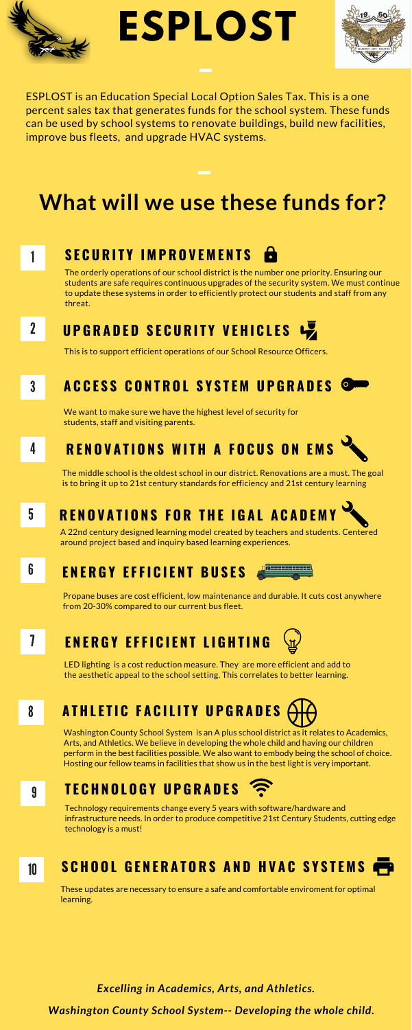# ESPLOST

ESPLOST is an Education Special Local Option Sales Tax. This is a one percent sales tax that generates funds for the school system. These funds can be used by school systems to renovate buildings, build new facilities, improve bus fleets, and upgrade HVAC systems.

## What will we use these funds for?

### 1 SECURITY IMPROVEMENTS

The orderly operations of our school district is the number one priority. Ensuring our students are safe requires continuous upgrades of the security system. We must continue to update these systems in order to efficiently protect our students and staff from any threat.

### 2 UPGRADED SECURITY VEHICLES

This is to support efficient operations of our School Resource Officers.

### 3 ACCESS CONTROL SYSTEM UPGRADES

We want to make sure we have the highest level of security for students, staff and visiting parents.

### 4 RENOVATIONS WITH A FOCUS ON EMS

The middle school is the oldest school in our district. Renovations are a must. The goal is to bring it up to 21st century standards for efficiency and 21st century learning

### 5 RENOVATIONS FOR THE IGAL ACADEMY

A 22nd century designed learning model created by teachers and students. Centered around project based and inquiry based learning experiences.

### 6 ENERGY EFFICIENT BUSES

Propane buses are cost efficient, low maintenance and durable. It cuts cost anywhere from 20-30% compared to our current bus fleet.

### 7 ENERGY EFFICIENT LIGHTING

LED lighting is a cost reduction measure. They are more efficient and add to the aesthetic appeal to the school setting. This correlates to better learning.

### 8 ATHLETIC FACILITY UPGRADES

Washington County School System is an A plus school district as it relates to Academics, Arts, and Athletics. We believe in developing the whole child and having our children perform in the best facilities possible. We also want to embody being the school of choice. Hosting our fellow teams in facilities that show us in the best light is very important.

### 9 TECHNOLOGY UPGRADES

Technology requirements change every 5 years with software/hardware and infrastructure needs. In order to produce competitive 21st Century Students, cutting edge technology is a must!

### 10 SCHOOL GENERATORS AND HVAC SYSTEMS

These updates are necessary to ensure a safe and comfortable enviroment for optimal learning.

***Excelling in Academics, Arts, and Athletics.***

***Washington County School System-- Developing the whole child.***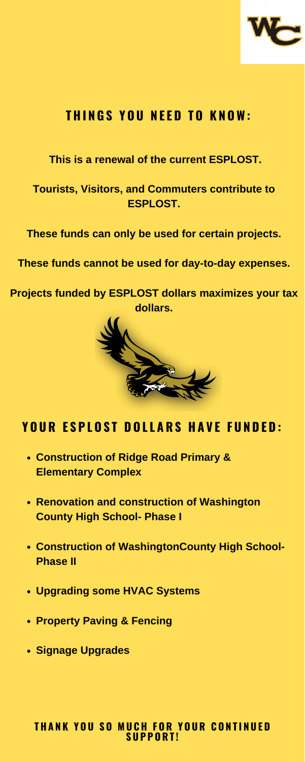## THINGS YOU NEED TO KNOW:

**This is a renewal of the current ESPLOST.**

**Tourists, Visitors, and Commuters contribute to ESPLOST.**

**These funds can only be used for certain projects.**

**These funds cannot be used for day-to-day expenses.**

**Projects funded by ESPLOST dollars maximizes your tax dollars.**

## YOUR ESPLOST DOLLARS HAVE FUNDED:

- **Construction of Ridge Road Primary & Elementary Complex**
- **Renovation and construction of Washington County High School- Phase I**
- **Construction of WashingtonCounty High School- Phase II**
- **Upgrading some HVAC Systems**
- **Property Paving & Fencing**
- **Signage Upgrades**

**THANK YOU SO MUCH FOR YOUR CONTINUED SUPPORT!**